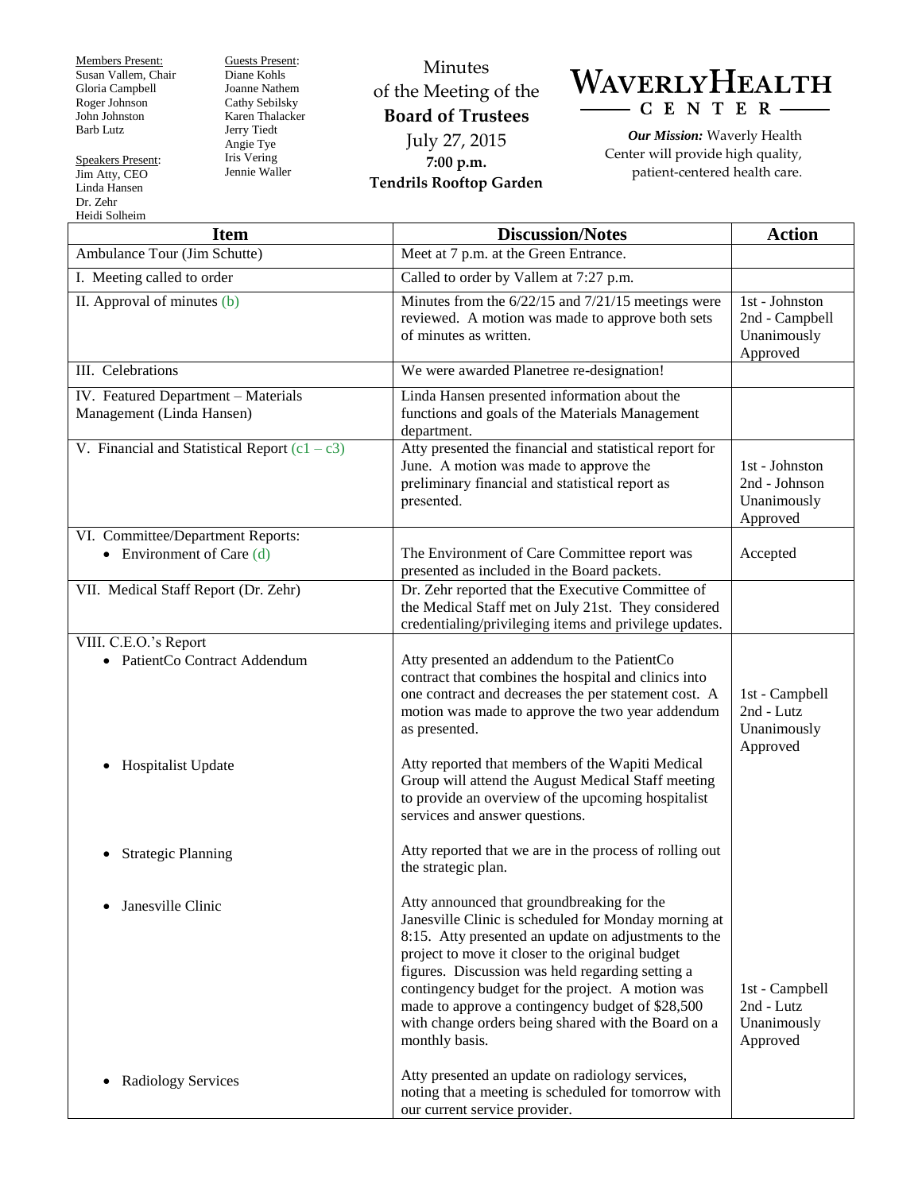Members Present:
Susan Vallem, Chair
Gloria Campbell
Roger Johnson
John Johnston
Barb Lutz

Speakers Present:
Jim Atty, CEO
Linda Hansen
Dr. Zehr
Heidi Solheim

Guests Present:
Diane Kohls
Joanne Nathem
Cathy Sebilsky
Karen Thalacker
Jerry Tiedt
Angie Tye
Iris Vering
Jennie Waller

Minutes
of the Meeting of the
**Board of Trustees**
July 27, 2015
**7:00 p.m.**
**Tendrils Rooftop Garden**

# WAVERLYHEALTH CENTER

***Our Mission:*** Waverly Health Center will provide high quality, patient-centered health care.

| Item | Discussion/Notes | Action |
|---|---|---|
| Ambulance Tour (Jim Schutte) | Meet at 7 p.m. at the Green Entrance. | |
| I. Meeting called to order | Called to order by Vallem at 7:27 p.m. | |
| II. Approval of minutes (b) | Minutes from the 6/22/15 and 7/21/15 meetings were reviewed. A motion was made to approve both sets of minutes as written. | 1st - Johnston<br>2nd - Campbell<br>Unanimously Approved |
| III. Celebrations | We were awarded Planetree re-designation! | |
| IV. Featured Department – Materials Management (Linda Hansen) | Linda Hansen presented information about the functions and goals of the Materials Management department. | |
| V. Financial and Statistical Report (c1 – c3) | Atty presented the financial and statistical report for June. A motion was made to approve the preliminary financial and statistical report as presented. | 1st - Johnston<br>2nd - Johnson<br>Unanimously Approved |
| VI. Committee/Department Reports:<br>• Environment of Care (d) | The Environment of Care Committee report was presented as included in the Board packets. | Accepted |
| VII. Medical Staff Report (Dr. Zehr) | Dr. Zehr reported that the Executive Committee of the Medical Staff met on July 21st. They considered credentialing/privileging items and privilege updates. | |
| VIII. C.E.O.'s Report<br>• PatientCo Contract Addendum | Atty presented an addendum to the PatientCo contract that combines the hospital and clinics into one contract and decreases the per statement cost. A motion was made to approve the two year addendum as presented. | 1st - Campbell<br>2nd - Lutz<br>Unanimously Approved |
| • Hospitalist Update | Atty reported that members of the Wapiti Medical Group will attend the August Medical Staff meeting to provide an overview of the upcoming hospitalist services and answer questions. | |
| • Strategic Planning | Atty reported that we are in the process of rolling out the strategic plan. | |
| • Janesville Clinic | Atty announced that groundbreaking for the Janesville Clinic is scheduled for Monday morning at 8:15. Atty presented an update on adjustments to the project to move it closer to the original budget figures. Discussion was held regarding setting a contingency budget for the project. A motion was made to approve a contingency budget of $28,500 with change orders being shared with the Board on a monthly basis. | 1st - Campbell<br>2nd - Lutz<br>Unanimously Approved |
| • Radiology Services | Atty presented an update on radiology services, noting that a meeting is scheduled for tomorrow with our current service provider. | |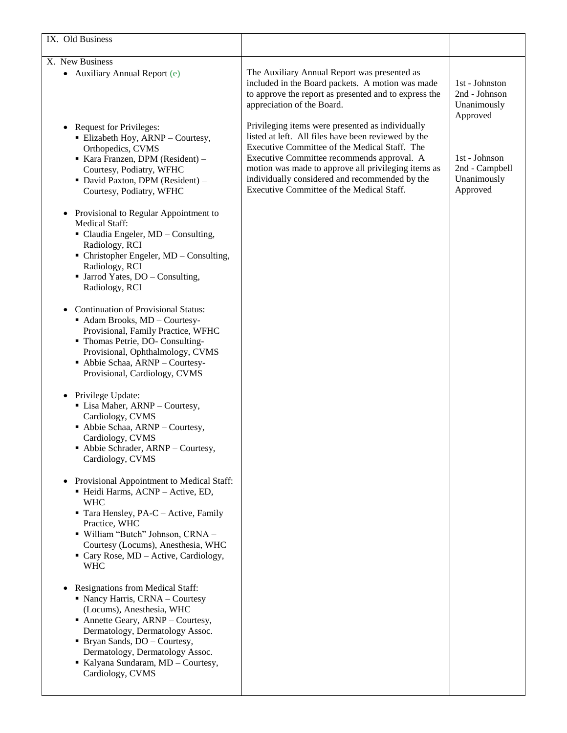| IX. Old Business | | |
|---|---|---|
| X. New Business<br>• Auxiliary Annual Report (e) | The Auxiliary Annual Report was presented as included in the Board packets. A motion was made to approve the report as presented and to express the appreciation of the Board. | 1st - Johnston<br>2nd - Johnson<br>Unanimously Approved |
| • Request for Privileges:<br>▪ Elizabeth Hoy, ARNP – Courtesy, Orthopedics, CVMS<br>▪ Kara Franzen, DPM (Resident) – Courtesy, Podiatry, WFHC<br>▪ David Paxton, DPM (Resident) – Courtesy, Podiatry, WFHC<br><br>• Provisional to Regular Appointment to Medical Staff:<br>▪ Claudia Engeler, MD – Consulting, Radiology, RCI<br>▪ Christopher Engeler, MD – Consulting, Radiology, RCI<br>▪ Jarrod Yates, DO – Consulting, Radiology, RCI<br><br>• Continuation of Provisional Status:<br>▪ Adam Brooks, MD – Courtesy-Provisional, Family Practice, WFHC<br>▪ Thomas Petrie, DO- Consulting-Provisional, Ophthalmology, CVMS<br>▪ Abbie Schaa, ARNP – Courtesy-Provisional, Cardiology, CVMS<br><br>• Privilege Update:<br>▪ Lisa Maher, ARNP – Courtesy, Cardiology, CVMS<br>▪ Abbie Schaa, ARNP – Courtesy, Cardiology, CVMS<br>▪ Abbie Schrader, ARNP – Courtesy, Cardiology, CVMS<br><br>• Provisional Appointment to Medical Staff:<br>▪ Heidi Harms, ACNP – Active, ED, WHC<br>▪ Tara Hensley, PA-C – Active, Family Practice, WHC<br>▪ William "Butch" Johnson, CRNA – Courtesy (Locums), Anesthesia, WHC<br>▪ Cary Rose, MD – Active, Cardiology, WHC<br><br>• Resignations from Medical Staff:<br>▪ Nancy Harris, CRNA – Courtesy (Locums), Anesthesia, WHC<br>▪ Annette Geary, ARNP – Courtesy, Dermatology, Dermatology Assoc.<br>▪ Bryan Sands, DO – Courtesy, Dermatology, Dermatology Assoc.<br>▪ Kalyana Sundaram, MD – Courtesy, Cardiology, CVMS | Privileging items were presented as individually listed at left. All files have been reviewed by the Executive Committee of the Medical Staff. The Executive Committee recommends approval. A motion was made to approve all privileging items as individually considered and recommended by the Executive Committee of the Medical Staff. | 1st - Johnson<br>2nd - Campbell<br>Unanimously Approved |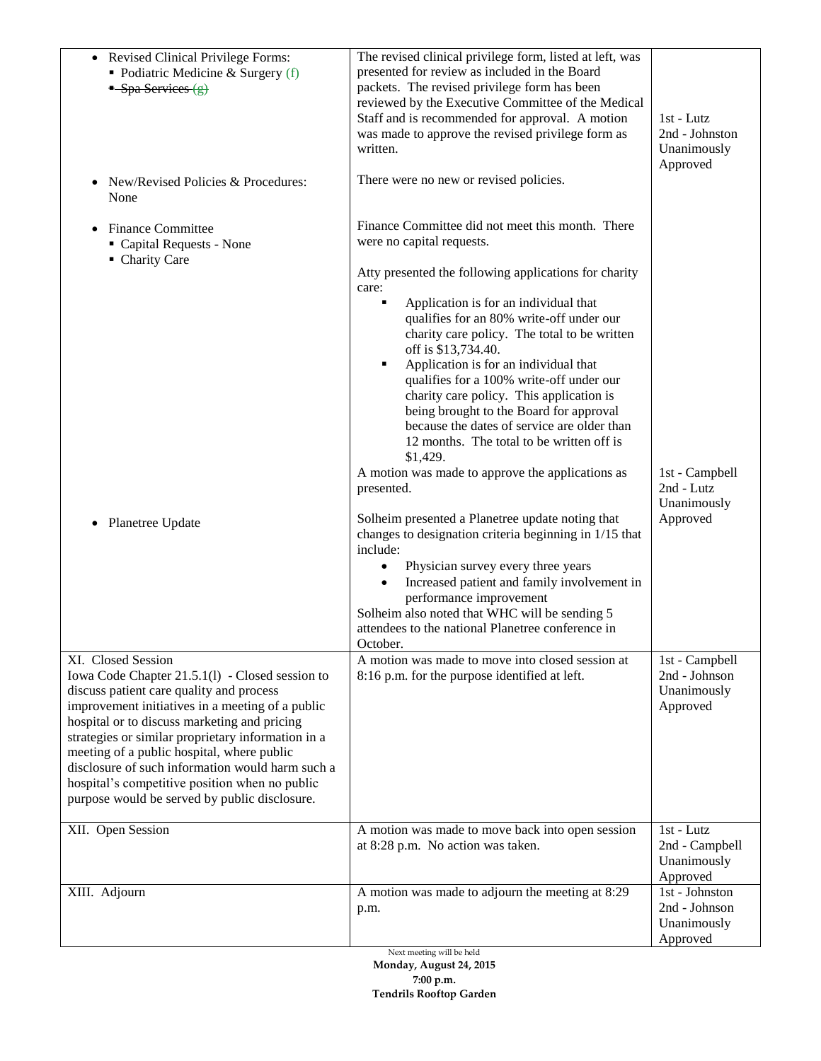| | | |
|---|---|---|
| • Revised Clinical Privilege Forms:<br>▪ Podiatric Medicine & Surgery (f)<br>▪ ~~Spa Services (g)~~ | The revised clinical privilege form, listed at left, was presented for review as included in the Board packets. The revised privilege form has been reviewed by the Executive Committee of the Medical Staff and is recommended for approval. A motion was made to approve the revised privilege form as written. | 1st - Lutz<br>2nd - Johnston<br>Unanimously Approved |
| • New/Revised Policies & Procedures: None | There were no new or revised policies. | |
| • Finance Committee<br>▪ Capital Requests - None<br>▪ Charity Care | Finance Committee did not meet this month. There were no capital requests.<br><br>Atty presented the following applications for charity care:<br>▪ Application is for an individual that qualifies for an 80% write-off under our charity care policy. The total to be written off is $13,734.40.<br>▪ Application is for an individual that qualifies for a 100% write-off under our charity care policy. This application is being brought to the Board for approval because the dates of service are older than 12 months. The total to be written off is $1,429.<br>A motion was made to approve the applications as presented. | 1st - Campbell<br>2nd - Lutz<br>Unanimously Approved |
| • Planetree Update | Solheim presented a Planetree update noting that changes to designation criteria beginning in 1/15 that include:<br>• Physician survey every three years<br>• Increased patient and family involvement in performance improvement<br>Solheim also noted that WHC will be sending 5 attendees to the national Planetree conference in October. | |
| XI. Closed Session<br>Iowa Code Chapter 21.5.1(l) - Closed session to discuss patient care quality and process improvement initiatives in a meeting of a public hospital or to discuss marketing and pricing strategies or similar proprietary information in a meeting of a public hospital, where public disclosure of such information would harm such a hospital's competitive position when no public purpose would be served by public disclosure. | A motion was made to move into closed session at 8:16 p.m. for the purpose identified at left. | 1st - Campbell<br>2nd - Johnson<br>Unanimously Approved |
| XII. Open Session | A motion was made to move back into open session at 8:28 p.m. No action was taken. | 1st - Lutz<br>2nd - Campbell<br>Unanimously Approved |
| XIII. Adjourn | A motion was made to adjourn the meeting at 8:29 p.m. | 1st - Johnston<br>2nd - Johnson<br>Unanimously Approved |

Next meeting will be held
**Monday, August 24, 2015**
**7:00 p.m.**
**Tendrils Rooftop Garden**